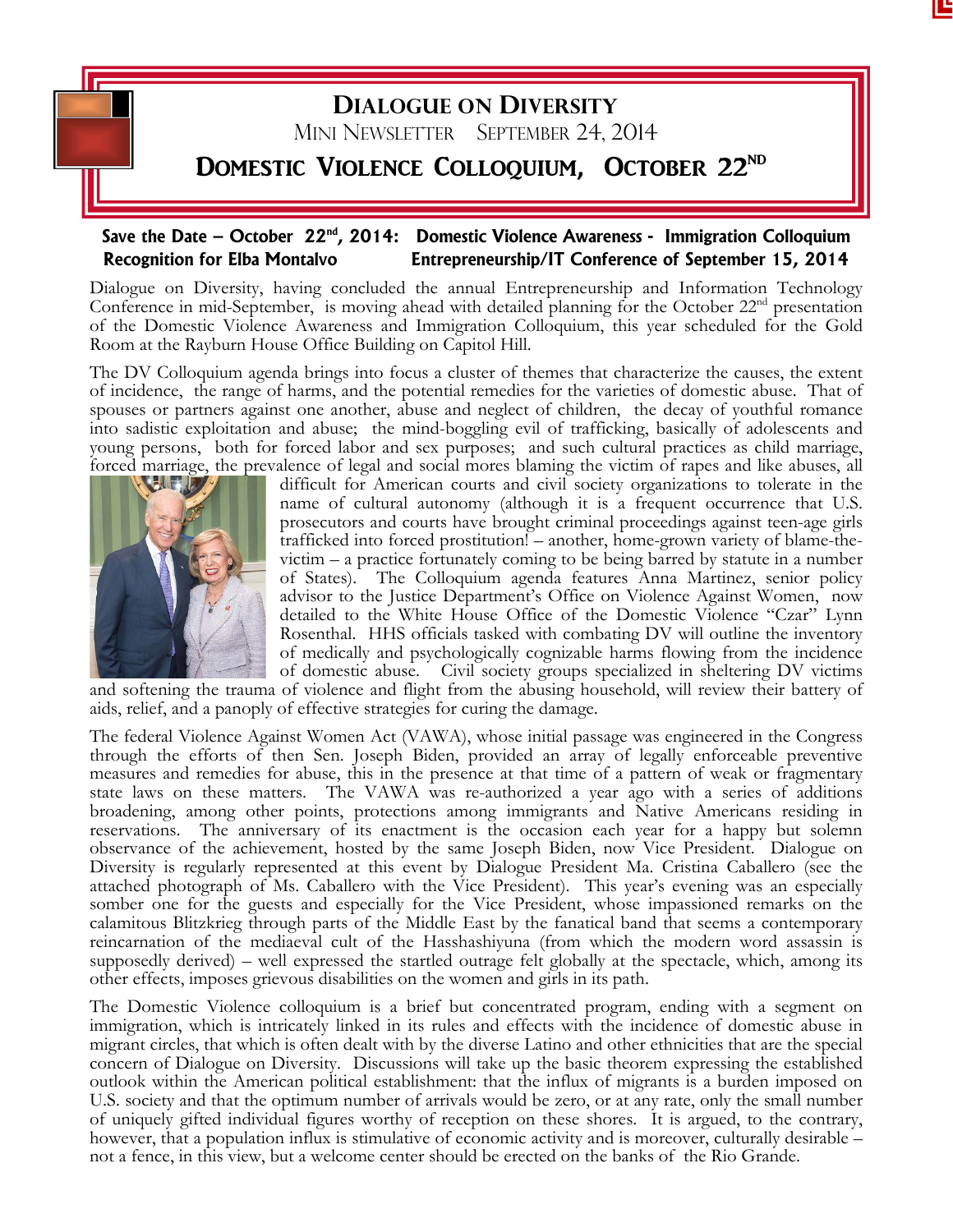# Dialogue on Diversity

Mini Newsletter September 24, 2014

## Domestic Violence Colloquium, October 22nd

**Save the Date – October 22nd, 2014: Domestic Violence Awareness - Immigration Colloquium**
**Recognition for Elba Montalvo Entrepreneurship/IT Conference of September 15, 2014**

Dialogue on Diversity, having concluded the annual Entrepreneurship and Information Technology Conference in mid-September, is moving ahead with detailed planning for the October 22nd presentation of the Domestic Violence Awareness and Immigration Colloquium, this year scheduled for the Gold Room at the Rayburn House Office Building on Capitol Hill.

The DV Colloquium agenda brings into focus a cluster of themes that characterize the causes, the extent of incidence, the range of harms, and the potential remedies for the varieties of domestic abuse. That of spouses or partners against one another, abuse and neglect of children, the decay of youthful romance into sadistic exploitation and abuse; the mind-boggling evil of trafficking, basically of adolescents and young persons, both for forced labor and sex purposes; and such cultural practices as child marriage, forced marriage, the prevalence of legal and social mores blaming the victim of rapes and like abuses, all difficult for American courts and civil society organizations to tolerate in the name of cultural autonomy (although it is a frequent occurrence that U.S. prosecutors and courts have brought criminal proceedings against teen-age girls trafficked into forced prostitution! – another, home-grown variety of blame-the-victim – a practice fortunately coming to be being barred by statute in a number of States). The Colloquium agenda features Anna Martinez, senior policy advisor to the Justice Department's Office on Violence Against Women, now detailed to the White House Office of the Domestic Violence "Czar" Lynn Rosenthal. HHS officials tasked with combating DV will outline the inventory of medically and psychologically cognizable harms flowing from the incidence of domestic abuse. Civil society groups specialized in sheltering DV victims and softening the trauma of violence and flight from the abusing household, will review their battery of aids, relief, and a panoply of effective strategies for curing the damage.

The federal Violence Against Women Act (VAWA), whose initial passage was engineered in the Congress through the efforts of then Sen. Joseph Biden, provided an array of legally enforceable preventive measures and remedies for abuse, this in the presence at that time of a pattern of weak or fragmentary state laws on these matters. The VAWA was re-authorized a year ago with a series of additions broadening, among other points, protections among immigrants and Native Americans residing in reservations. The anniversary of its enactment is the occasion each year for a happy but solemn observance of the achievement, hosted by the same Joseph Biden, now Vice President. Dialogue on Diversity is regularly represented at this event by Dialogue President Ma. Cristina Caballero (see the attached photograph of Ms. Caballero with the Vice President). This year's evening was an especially somber one for the guests and especially for the Vice President, whose impassioned remarks on the calamitous Blitzkrieg through parts of the Middle East by the fanatical band that seems a contemporary reincarnation of the mediaeval cult of the Hasshashiyuna (from which the modern word assassin is supposedly derived) – well expressed the startled outrage felt globally at the spectacle, which, among its other effects, imposes grievous disabilities on the women and girls in its path.

The Domestic Violence colloquium is a brief but concentrated program, ending with a segment on immigration, which is intricately linked in its rules and effects with the incidence of domestic abuse in migrant circles, that which is often dealt with by the diverse Latino and other ethnicities that are the special concern of Dialogue on Diversity. Discussions will take up the basic theorem expressing the established outlook within the American political establishment: that the influx of migrants is a burden imposed on U.S. society and that the optimum number of arrivals would be zero, or at any rate, only the small number of uniquely gifted individual figures worthy of reception on these shores. It is argued, to the contrary, however, that a population influx is stimulative of economic activity and is moreover, culturally desirable – not a fence, in this view, but a welcome center should be erected on the banks of the Rio Grande.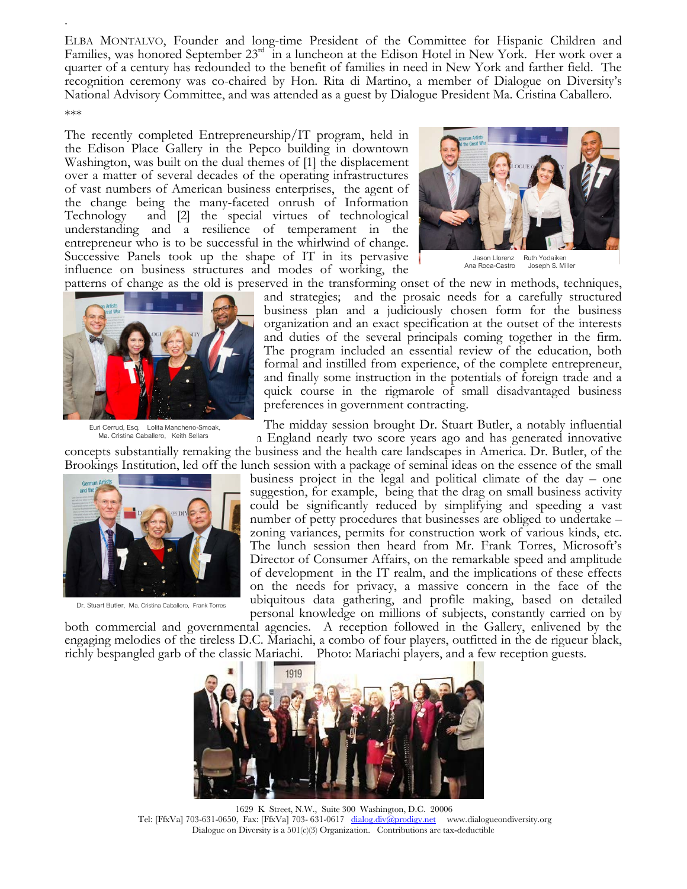ELBA MONTALVO, Founder and long-time President of the Committee for Hispanic Children and Families, was honored September 23rd in a luncheon at the Edison Hotel in New York. Her work over a quarter of a century has redounded to the benefit of families in need in New York and farther field. The recognition ceremony was co-chaired by Hon. Rita di Martino, a member of Dialogue on Diversity's National Advisory Committee, and was attended as a guest by Dialogue President Ma. Cristina Caballero.

***

The recently completed Entrepreneurship/IT program, held in the Edison Place Gallery in the Pepco building in downtown Washington, was built on the dual themes of [1] the displacement over a matter of several decades of the operating infrastructures of vast numbers of American business enterprises, the agent of the change being the many-faceted onrush of Information Technology and [2] the special virtues of technological understanding and a resilience of temperament in the entrepreneur who is to be successful in the whirlwind of change. Successive Panels took up the shape of IT in its pervasive influence on business structures and modes of working, the patterns of change as the old is preserved in the transforming onset of the new in methods, techniques, and strategies; and the prosaic needs for a carefully structured business plan and a judiciously chosen form for the business organization and an exact specification at the outset of the interests and duties of the several principals coming together in the firm. The program included an essential review of the education, both formal and instilled from experience, of the complete entrepreneur, and finally some instruction in the potentials of foreign trade and a quick course in the rigmarole of small disadvantaged business preferences in government contracting.

Jason Llorenz Ruth Yodaiken Ana Roca-Castro Joseph S. Miller

Euri Cerrud, Esq. Lolita Mancheno-Smoak, Ma. Cristina Caballero, Keith Sellars

The midday session brought Dr. Stuart Butler, a notably influential n England nearly two score years ago and has generated innovative concepts substantially remaking the business and the health care landscapes in America. Dr. Butler, of the Brookings Institution, led off the lunch session with a package of seminal ideas on the essence of the small business project in the legal and political climate of the day – one suggestion, for example, being that the drag on small business activity could be significantly reduced by simplifying and speeding a vast number of petty procedures that businesses are obliged to undertake – zoning variances, permits for construction work of various kinds, etc. The lunch session then heard from Mr. Frank Torres, Microsoft's Director of Consumer Affairs, on the remarkable speed and amplitude of development in the IT realm, and the implications of these effects on the needs for privacy, a massive concern in the face of the ubiquitous data gathering, and profile making, based on detailed personal knowledge on millions of subjects, constantly carried on by both commercial and governmental agencies. A reception followed in the Gallery, enlivened by the engaging melodies of the tireless D.C. Mariachi, a combo of four players, outfitted in the de rigueur black, richly bespangled garb of the classic Mariachi. Photo: Mariachi players, and a few reception guests.

Dr. Stuart Butler, Ma. Cristina Caballero, Frank Torres

1629 K Street, N.W., Suite 300 Washington, D.C. 20006
Tel: [FfxVa] 703-631-0650, Fax: [FfxVa] 703- 631-0617 dialog.div@prodigy.net www.dialogueondiversity.org
Dialogue on Diversity is a 501(c)(3) Organization. Contributions are tax-deductible